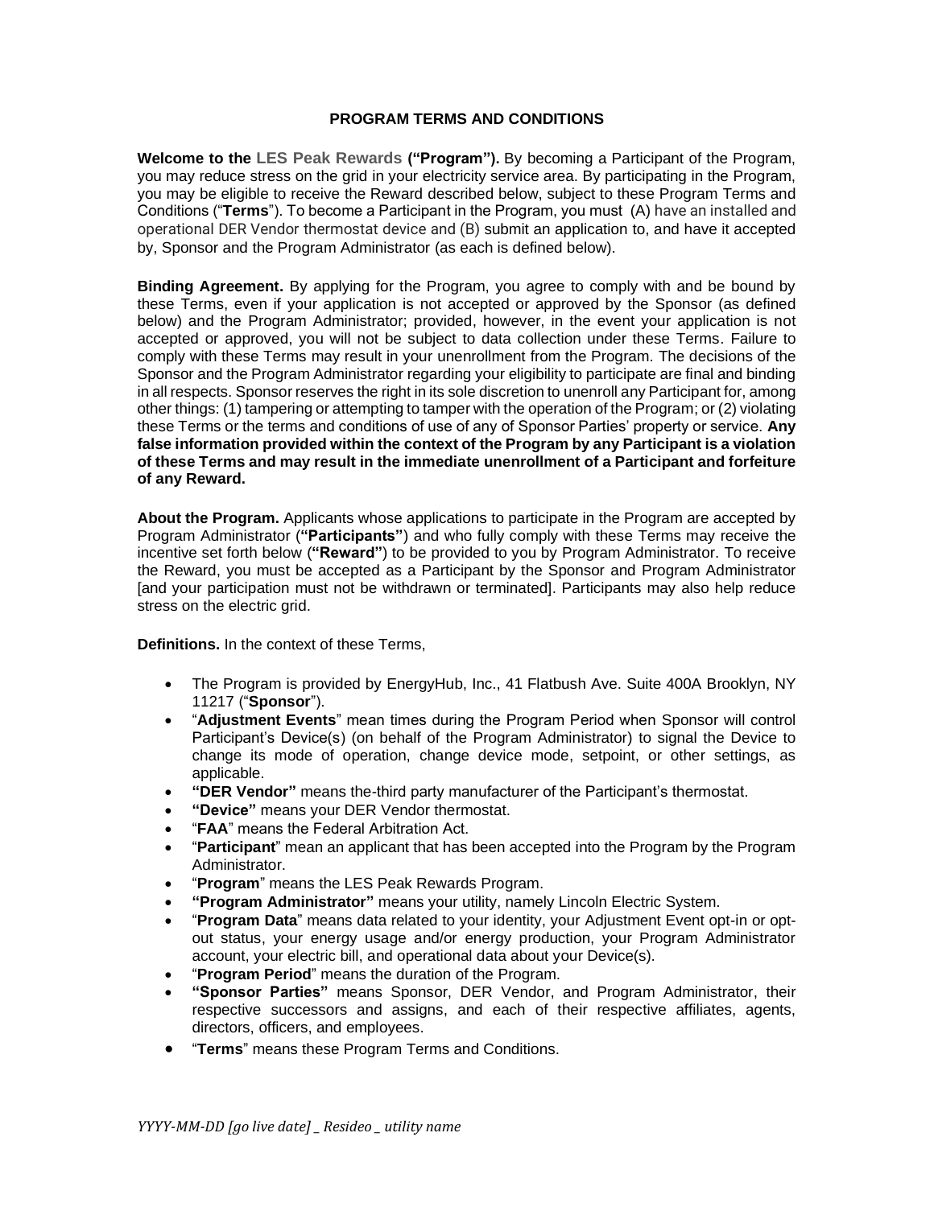# PROGRAM TERMS AND CONDITIONS

**Welcome to the LES Peak Rewards ("Program").** By becoming a Participant of the Program, you may reduce stress on the grid in your electricity service area. By participating in the Program, you may be eligible to receive the Reward described below, subject to these Program Terms and Conditions ("**Terms**"). To become a Participant in the Program, you must (A) have an installed and operational DER Vendor thermostat device and (B) submit an application to, and have it accepted by, Sponsor and the Program Administrator (as each is defined below).

**Binding Agreement.** By applying for the Program, you agree to comply with and be bound by these Terms, even if your application is not accepted or approved by the Sponsor (as defined below) and the Program Administrator; provided, however, in the event your application is not accepted or approved, you will not be subject to data collection under these Terms. Failure to comply with these Terms may result in your unenrollment from the Program. The decisions of the Sponsor and the Program Administrator regarding your eligibility to participate are final and binding in all respects. Sponsor reserves the right in its sole discretion to unenroll any Participant for, among other things: (1) tampering or attempting to tamper with the operation of the Program; or (2) violating these Terms or the terms and conditions of use of any of Sponsor Parties' property or service. **Any false information provided within the context of the Program by any Participant is a violation of these Terms and may result in the immediate unenrollment of a Participant and forfeiture of any Reward.**

**About the Program.** Applicants whose applications to participate in the Program are accepted by Program Administrator (**"Participants"**) and who fully comply with these Terms may receive the incentive set forth below (**"Reward"**) to be provided to you by Program Administrator. To receive the Reward, you must be accepted as a Participant by the Sponsor and Program Administrator [and your participation must not be withdrawn or terminated]. Participants may also help reduce stress on the electric grid.

**Definitions.** In the context of these Terms,

- The Program is provided by EnergyHub, Inc., 41 Flatbush Ave. Suite 400A Brooklyn, NY 11217 ("**Sponsor**").
- "**Adjustment Events**" mean times during the Program Period when Sponsor will control Participant's Device(s) (on behalf of the Program Administrator) to signal the Device to change its mode of operation, change device mode, setpoint, or other settings, as applicable.
- **"DER Vendor"** means the-third party manufacturer of the Participant's thermostat.
- **"Device"** means your DER Vendor thermostat.
- "**FAA**" means the Federal Arbitration Act.
- "**Participant**" mean an applicant that has been accepted into the Program by the Program Administrator.
- "**Program**" means the LES Peak Rewards Program.
- **"Program Administrator"** means your utility, namely Lincoln Electric System.
- "**Program Data**" means data related to your identity, your Adjustment Event opt-in or opt-out status, your energy usage and/or energy production, your Program Administrator account, your electric bill, and operational data about your Device(s).
- "**Program Period**" means the duration of the Program.
- **"Sponsor Parties"** means Sponsor, DER Vendor, and Program Administrator, their respective successors and assigns, and each of their respective affiliates, agents, directors, officers, and employees.
- "**Terms**" means these Program Terms and Conditions.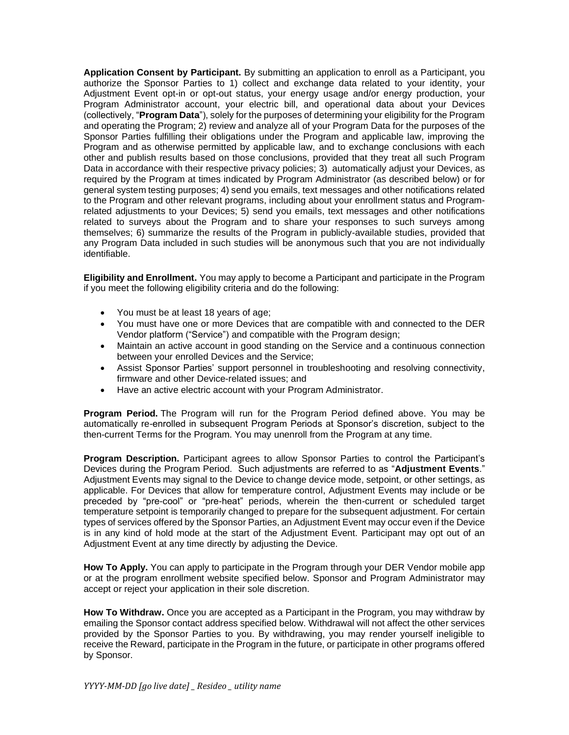**Application Consent by Participant.** By submitting an application to enroll as a Participant, you authorize the Sponsor Parties to 1) collect and exchange data related to your identity, your Adjustment Event opt-in or opt-out status, your energy usage and/or energy production, your Program Administrator account, your electric bill, and operational data about your Devices (collectively, "**Program Data**"), solely for the purposes of determining your eligibility for the Program and operating the Program; 2) review and analyze all of your Program Data for the purposes of the Sponsor Parties fulfilling their obligations under the Program and applicable law, improving the Program and as otherwise permitted by applicable law, and to exchange conclusions with each other and publish results based on those conclusions, provided that they treat all such Program Data in accordance with their respective privacy policies; 3) automatically adjust your Devices, as required by the Program at times indicated by Program Administrator (as described below) or for general system testing purposes; 4) send you emails, text messages and other notifications related to the Program and other relevant programs, including about your enrollment status and Program-related adjustments to your Devices; 5) send you emails, text messages and other notifications related to surveys about the Program and to share your responses to such surveys among themselves; 6) summarize the results of the Program in publicly-available studies, provided that any Program Data included in such studies will be anonymous such that you are not individually identifiable.

**Eligibility and Enrollment.** You may apply to become a Participant and participate in the Program if you meet the following eligibility criteria and do the following:

- You must be at least 18 years of age;
- You must have one or more Devices that are compatible with and connected to the DER Vendor platform ("Service") and compatible with the Program design;
- Maintain an active account in good standing on the Service and a continuous connection between your enrolled Devices and the Service;
- Assist Sponsor Parties' support personnel in troubleshooting and resolving connectivity, firmware and other Device-related issues; and
- Have an active electric account with your Program Administrator.

**Program Period.** The Program will run for the Program Period defined above. You may be automatically re-enrolled in subsequent Program Periods at Sponsor's discretion, subject to the then-current Terms for the Program. You may unenroll from the Program at any time.

**Program Description.** Participant agrees to allow Sponsor Parties to control the Participant's Devices during the Program Period. Such adjustments are referred to as "**Adjustment Events**." Adjustment Events may signal to the Device to change device mode, setpoint, or other settings, as applicable. For Devices that allow for temperature control, Adjustment Events may include or be preceded by "pre-cool" or "pre-heat" periods, wherein the then-current or scheduled target temperature setpoint is temporarily changed to prepare for the subsequent adjustment. For certain types of services offered by the Sponsor Parties, an Adjustment Event may occur even if the Device is in any kind of hold mode at the start of the Adjustment Event. Participant may opt out of an Adjustment Event at any time directly by adjusting the Device.

**How To Apply.** You can apply to participate in the Program through your DER Vendor mobile app or at the program enrollment website specified below. Sponsor and Program Administrator may accept or reject your application in their sole discretion.

**How To Withdraw.** Once you are accepted as a Participant in the Program, you may withdraw by emailing the Sponsor contact address specified below. Withdrawal will not affect the other services provided by the Sponsor Parties to you. By withdrawing, you may render yourself ineligible to receive the Reward, participate in the Program in the future, or participate in other programs offered by Sponsor.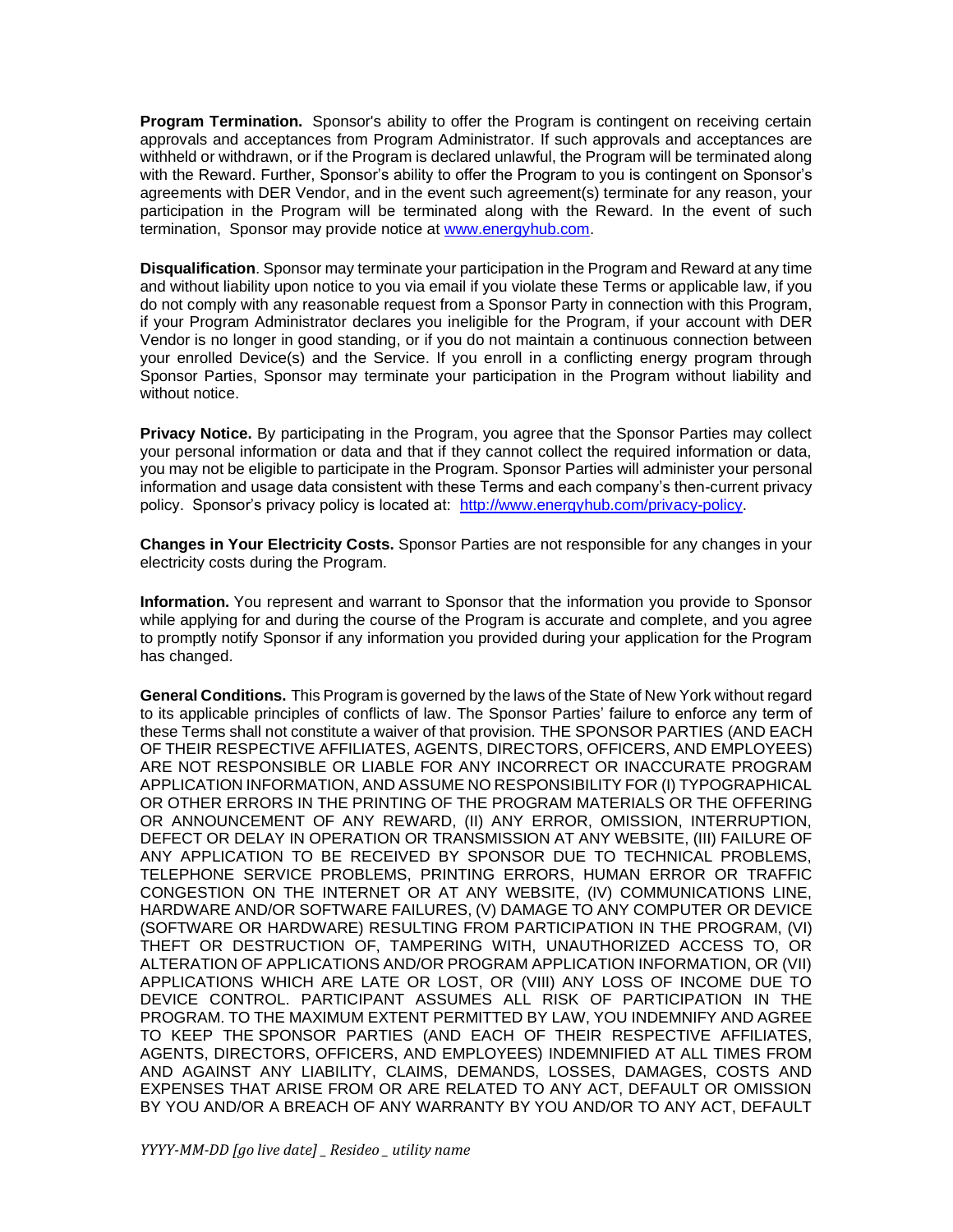**Program Termination.** Sponsor's ability to offer the Program is contingent on receiving certain approvals and acceptances from Program Administrator. If such approvals and acceptances are withheld or withdrawn, or if the Program is declared unlawful, the Program will be terminated along with the Reward. Further, Sponsor's ability to offer the Program to you is contingent on Sponsor's agreements with DER Vendor, and in the event such agreement(s) terminate for any reason, your participation in the Program will be terminated along with the Reward. In the event of such termination, Sponsor may provide notice at [www.energyhub.com](http://www.energyhub.com).

**Disqualification**. Sponsor may terminate your participation in the Program and Reward at any time and without liability upon notice to you via email if you violate these Terms or applicable law, if you do not comply with any reasonable request from a Sponsor Party in connection with this Program, if your Program Administrator declares you ineligible for the Program, if your account with DER Vendor is no longer in good standing, or if you do not maintain a continuous connection between your enrolled Device(s) and the Service. If you enroll in a conflicting energy program through Sponsor Parties, Sponsor may terminate your participation in the Program without liability and without notice.

**Privacy Notice.** By participating in the Program, you agree that the Sponsor Parties may collect your personal information or data and that if they cannot collect the required information or data, you may not be eligible to participate in the Program. Sponsor Parties will administer your personal information and usage data consistent with these Terms and each company's then-current privacy policy. Sponsor's privacy policy is located at: [http://www.energyhub.com/privacy-policy](http://www.energyhub.com/privacy-policy).

**Changes in Your Electricity Costs.** Sponsor Parties are not responsible for any changes in your electricity costs during the Program.

**Information.** You represent and warrant to Sponsor that the information you provide to Sponsor while applying for and during the course of the Program is accurate and complete, and you agree to promptly notify Sponsor if any information you provided during your application for the Program has changed.

**General Conditions.** This Program is governed by the laws of the State of New York without regard to its applicable principles of conflicts of law. The Sponsor Parties' failure to enforce any term of these Terms shall not constitute a waiver of that provision. THE SPONSOR PARTIES (AND EACH OF THEIR RESPECTIVE AFFILIATES, AGENTS, DIRECTORS, OFFICERS, AND EMPLOYEES) ARE NOT RESPONSIBLE OR LIABLE FOR ANY INCORRECT OR INACCURATE PROGRAM APPLICATION INFORMATION, AND ASSUME NO RESPONSIBILITY FOR (I) TYPOGRAPHICAL OR OTHER ERRORS IN THE PRINTING OF THE PROGRAM MATERIALS OR THE OFFERING OR ANNOUNCEMENT OF ANY REWARD, (II) ANY ERROR, OMISSION, INTERRUPTION, DEFECT OR DELAY IN OPERATION OR TRANSMISSION AT ANY WEBSITE, (III) FAILURE OF ANY APPLICATION TO BE RECEIVED BY SPONSOR DUE TO TECHNICAL PROBLEMS, TELEPHONE SERVICE PROBLEMS, PRINTING ERRORS, HUMAN ERROR OR TRAFFIC CONGESTION ON THE INTERNET OR AT ANY WEBSITE, (IV) COMMUNICATIONS LINE, HARDWARE AND/OR SOFTWARE FAILURES, (V) DAMAGE TO ANY COMPUTER OR DEVICE (SOFTWARE OR HARDWARE) RESULTING FROM PARTICIPATION IN THE PROGRAM, (VI) THEFT OR DESTRUCTION OF, TAMPERING WITH, UNAUTHORIZED ACCESS TO, OR ALTERATION OF APPLICATIONS AND/OR PROGRAM APPLICATION INFORMATION, OR (VII) APPLICATIONS WHICH ARE LATE OR LOST, OR (VIII) ANY LOSS OF INCOME DUE TO DEVICE CONTROL. PARTICIPANT ASSUMES ALL RISK OF PARTICIPATION IN THE PROGRAM. TO THE MAXIMUM EXTENT PERMITTED BY LAW, YOU INDEMNIFY AND AGREE TO KEEP THE SPONSOR PARTIES (AND EACH OF THEIR RESPECTIVE AFFILIATES, AGENTS, DIRECTORS, OFFICERS, AND EMPLOYEES) INDEMNIFIED AT ALL TIMES FROM AND AGAINST ANY LIABILITY, CLAIMS, DEMANDS, LOSSES, DAMAGES, COSTS AND EXPENSES THAT ARISE FROM OR ARE RELATED TO ANY ACT, DEFAULT OR OMISSION BY YOU AND/OR A BREACH OF ANY WARRANTY BY YOU AND/OR TO ANY ACT, DEFAULT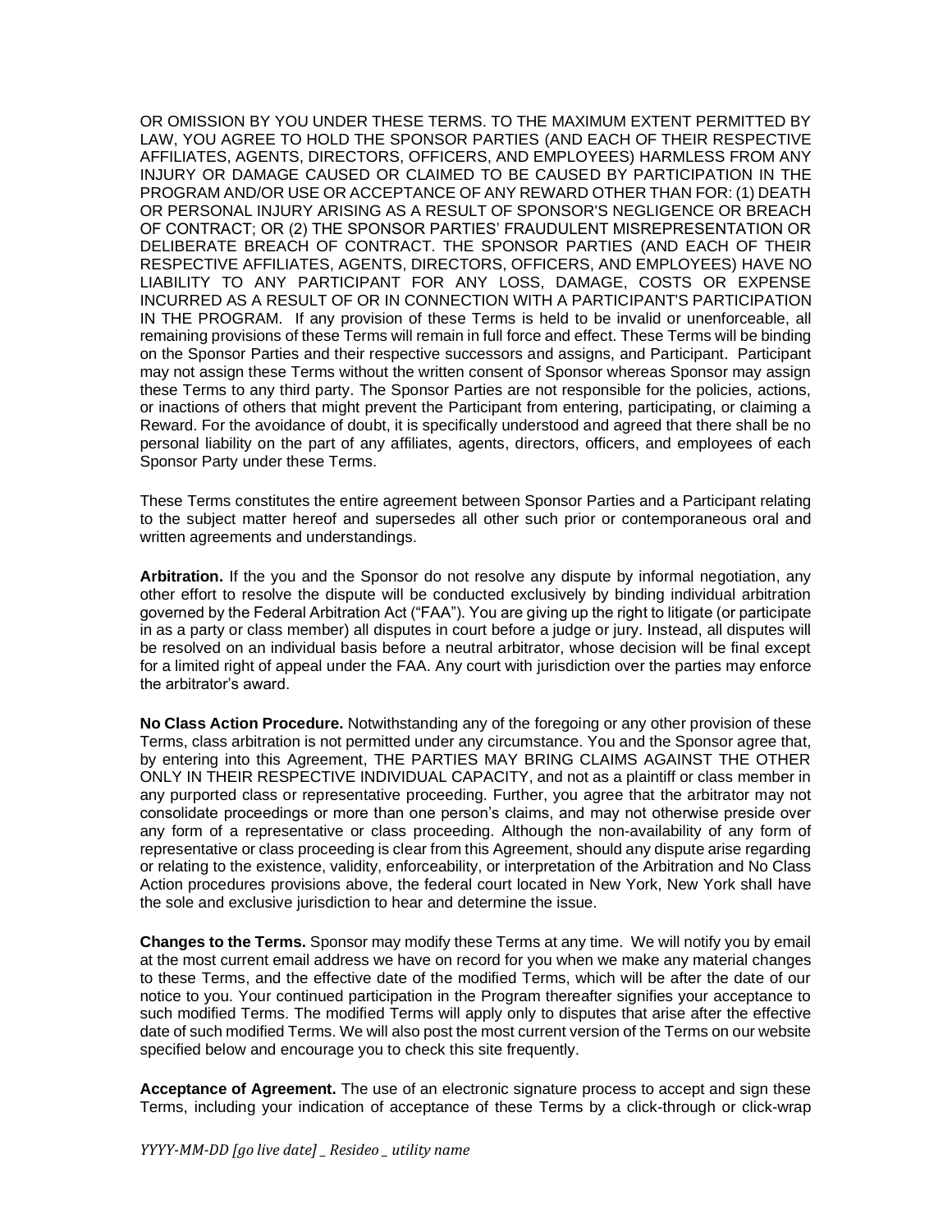OR OMISSION BY YOU UNDER THESE TERMS. TO THE MAXIMUM EXTENT PERMITTED BY LAW, YOU AGREE TO HOLD THE SPONSOR PARTIES (AND EACH OF THEIR RESPECTIVE AFFILIATES, AGENTS, DIRECTORS, OFFICERS, AND EMPLOYEES) HARMLESS FROM ANY INJURY OR DAMAGE CAUSED OR CLAIMED TO BE CAUSED BY PARTICIPATION IN THE PROGRAM AND/OR USE OR ACCEPTANCE OF ANY REWARD OTHER THAN FOR: (1) DEATH OR PERSONAL INJURY ARISING AS A RESULT OF SPONSOR'S NEGLIGENCE OR BREACH OF CONTRACT; OR (2) THE SPONSOR PARTIES' FRAUDULENT MISREPRESENTATION OR DELIBERATE BREACH OF CONTRACT. THE SPONSOR PARTIES (AND EACH OF THEIR RESPECTIVE AFFILIATES, AGENTS, DIRECTORS, OFFICERS, AND EMPLOYEES) HAVE NO LIABILITY TO ANY PARTICIPANT FOR ANY LOSS, DAMAGE, COSTS OR EXPENSE INCURRED AS A RESULT OF OR IN CONNECTION WITH A PARTICIPANT'S PARTICIPATION IN THE PROGRAM. If any provision of these Terms is held to be invalid or unenforceable, all remaining provisions of these Terms will remain in full force and effect. These Terms will be binding on the Sponsor Parties and their respective successors and assigns, and Participant. Participant may not assign these Terms without the written consent of Sponsor whereas Sponsor may assign these Terms to any third party. The Sponsor Parties are not responsible for the policies, actions, or inactions of others that might prevent the Participant from entering, participating, or claiming a Reward. For the avoidance of doubt, it is specifically understood and agreed that there shall be no personal liability on the part of any affiliates, agents, directors, officers, and employees of each Sponsor Party under these Terms.

These Terms constitutes the entire agreement between Sponsor Parties and a Participant relating to the subject matter hereof and supersedes all other such prior or contemporaneous oral and written agreements and understandings.

**Arbitration.** If the you and the Sponsor do not resolve any dispute by informal negotiation, any other effort to resolve the dispute will be conducted exclusively by binding individual arbitration governed by the Federal Arbitration Act ("FAA"). You are giving up the right to litigate (or participate in as a party or class member) all disputes in court before a judge or jury. Instead, all disputes will be resolved on an individual basis before a neutral arbitrator, whose decision will be final except for a limited right of appeal under the FAA. Any court with jurisdiction over the parties may enforce the arbitrator's award.

**No Class Action Procedure.** Notwithstanding any of the foregoing or any other provision of these Terms, class arbitration is not permitted under any circumstance. You and the Sponsor agree that, by entering into this Agreement, THE PARTIES MAY BRING CLAIMS AGAINST THE OTHER ONLY IN THEIR RESPECTIVE INDIVIDUAL CAPACITY, and not as a plaintiff or class member in any purported class or representative proceeding. Further, you agree that the arbitrator may not consolidate proceedings or more than one person's claims, and may not otherwise preside over any form of a representative or class proceeding. Although the non-availability of any form of representative or class proceeding is clear from this Agreement, should any dispute arise regarding or relating to the existence, validity, enforceability, or interpretation of the Arbitration and No Class Action procedures provisions above, the federal court located in New York, New York shall have the sole and exclusive jurisdiction to hear and determine the issue.

**Changes to the Terms.** Sponsor may modify these Terms at any time. We will notify you by email at the most current email address we have on record for you when we make any material changes to these Terms, and the effective date of the modified Terms, which will be after the date of our notice to you. Your continued participation in the Program thereafter signifies your acceptance to such modified Terms. The modified Terms will apply only to disputes that arise after the effective date of such modified Terms. We will also post the most current version of the Terms on our website specified below and encourage you to check this site frequently.

**Acceptance of Agreement.** The use of an electronic signature process to accept and sign these Terms, including your indication of acceptance of these Terms by a click-through or click-wrap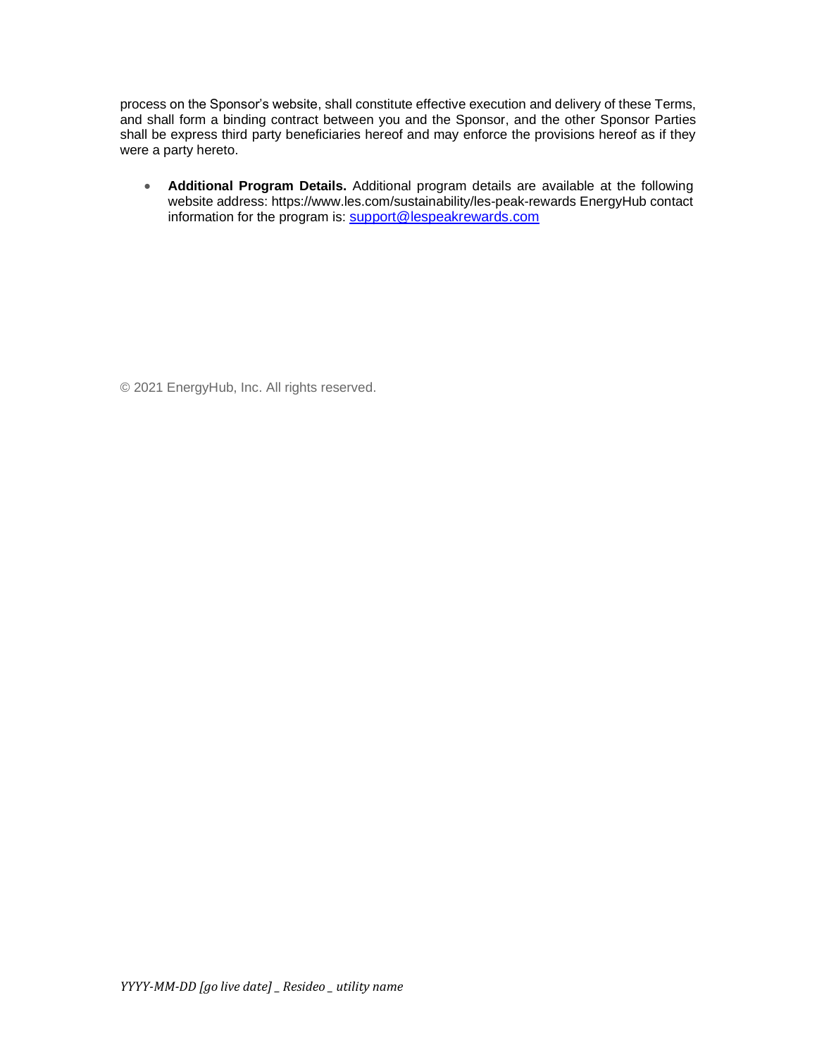process on the Sponsor's website, shall constitute effective execution and delivery of these Terms, and shall form a binding contract between you and the Sponsor, and the other Sponsor Parties shall be express third party beneficiaries hereof and may enforce the provisions hereof as if they were a party hereto.

- **Additional Program Details.** Additional program details are available at the following website address: https://www.les.com/sustainability/les-peak-rewards EnergyHub contact information for the program is: support@lespeakrewards.com

© 2021 EnergyHub, Inc. All rights reserved.